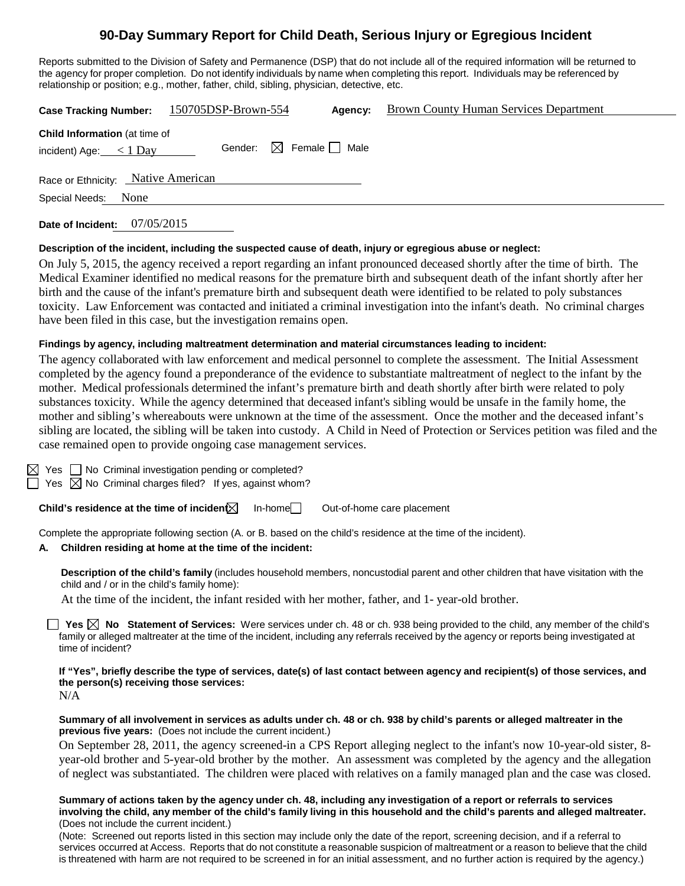# 90-Day Summary Report for Child Death, Serious Injury or Egregious Incident

Reports submitted to the Division of Safety and Permanence (DSP) that do not include all of the required information will be returned to the agency for proper completion. Do not identify individuals by name when completing this report. Individuals may be referenced by relationship or position; e.g., mother, father, child, sibling, physician, detective, etc.

**Case Tracking Number:** 150705DSP-Brown-554 **Agency:** Brown County Human Services Department

**Child Information** (at time of incident) Age: < 1 Day Gender: ☒ Female ☐ Male

Race or Ethnicity: Native American

Special Needs: None

**Date of Incident:** 07/05/2015

**Description of the incident, including the suspected cause of death, injury or egregious abuse or neglect:**

On July 5, 2015, the agency received a report regarding an infant pronounced deceased shortly after the time of birth. The Medical Examiner identified no medical reasons for the premature birth and subsequent death of the infant shortly after her birth and the cause of the infant's premature birth and subsequent death were identified to be related to poly substances toxicity. Law Enforcement was contacted and initiated a criminal investigation into the infant's death. No criminal charges have been filed in this case, but the investigation remains open.

**Findings by agency, including maltreatment determination and material circumstances leading to incident:**

The agency collaborated with law enforcement and medical personnel to complete the assessment. The Initial Assessment completed by the agency found a preponderance of the evidence to substantiate maltreatment of neglect to the infant by the mother. Medical professionals determined the infant's premature birth and death shortly after birth were related to poly substances toxicity. While the agency determined that deceased infant's sibling would be unsafe in the family home, the mother and sibling's whereabouts were unknown at the time of the assessment. Once the mother and the deceased infant's sibling are located, the sibling will be taken into custody. A Child in Need of Protection or Services petition was filed and the case remained open to provide ongoing case management services.

☒ Yes ☐ No Criminal investigation pending or completed?
☐ Yes ☒ No Criminal charges filed? If yes, against whom?

**Child's residence at the time of incident:** ☒ In-home ☐ Out-of-home care placement

Complete the appropriate following section (A. or B. based on the child's residence at the time of the incident).

**A. Children residing at home at the time of the incident:**

**Description of the child's family** (includes household members, noncustodial parent and other children that have visitation with the child and / or in the child's family home):

At the time of the incident, the infant resided with her mother, father, and 1- year-old brother.

☐ **Yes** ☒ **No Statement of Services:** Were services under ch. 48 or ch. 938 being provided to the child, any member of the child's family or alleged maltreater at the time of the incident, including any referrals received by the agency or reports being investigated at time of incident?

**If "Yes", briefly describe the type of services, date(s) of last contact between agency and recipient(s) of those services, and the person(s) receiving those services:**

N/A

**Summary of all involvement in services as adults under ch. 48 or ch. 938 by child's parents or alleged maltreater in the previous five years:** (Does not include the current incident.)

On September 28, 2011, the agency screened-in a CPS Report alleging neglect to the infant's now 10-year-old sister, 8-year-old brother and 5-year-old brother by the mother. An assessment was completed by the agency and the allegation of neglect was substantiated. The children were placed with relatives on a family managed plan and the case was closed.

**Summary of actions taken by the agency under ch. 48, including any investigation of a report or referrals to services involving the child, any member of the child's family living in this household and the child's parents and alleged maltreater.** (Does not include the current incident.)

(Note: Screened out reports listed in this section may include only the date of the report, screening decision, and if a referral to services occurred at Access. Reports that do not constitute a reasonable suspicion of maltreatment or a reason to believe that the child is threatened with harm are not required to be screened in for an initial assessment, and no further action is required by the agency.)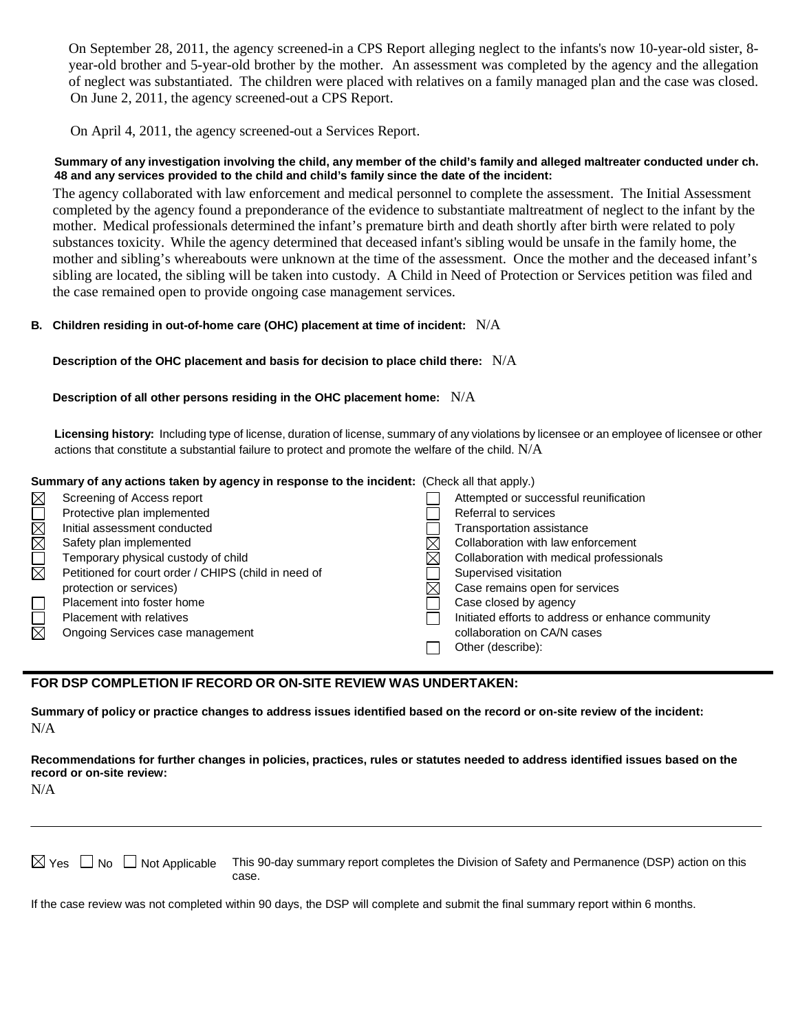On September 28, 2011, the agency screened-in a CPS Report alleging neglect to the infants's now 10-year-old sister, 8-year-old brother and 5-year-old brother by the mother. An assessment was completed by the agency and the allegation of neglect was substantiated. The children were placed with relatives on a family managed plan and the case was closed.

On June 2, 2011, the agency screened-out a CPS Report.

On April 4, 2011, the agency screened-out a Services Report.

**Summary of any investigation involving the child, any member of the child's family and alleged maltreater conducted under ch. 48 and any services provided to the child and child's family since the date of the incident:**

The agency collaborated with law enforcement and medical personnel to complete the assessment. The Initial Assessment completed by the agency found a preponderance of the evidence to substantiate maltreatment of neglect to the infant by the mother. Medical professionals determined the infant's premature birth and death shortly after birth were related to poly substances toxicity. While the agency determined that deceased infant's sibling would be unsafe in the family home, the mother and sibling's whereabouts were unknown at the time of the assessment. Once the mother and the deceased infant's sibling are located, the sibling will be taken into custody. A Child in Need of Protection or Services petition was filed and the case remained open to provide ongoing case management services.

**B. Children residing in out-of-home care (OHC) placement at time of incident:** N/A

**Description of the OHC placement and basis for decision to place child there:** N/A

**Description of all other persons residing in the OHC placement home:** N/A

**Licensing history:** Including type of license, duration of license, summary of any violations by licensee or an employee of licensee or other actions that constitute a substantial failure to protect and promote the welfare of the child. N/A

**Summary of any actions taken by agency in response to the incident:** (Check all that apply.)

- ☒ Screening of Access report
- ☐ Protective plan implemented
- ☒ Initial assessment conducted
- ☒ Safety plan implemented
- ☐ Temporary physical custody of child
- ☒ Petitioned for court order / CHIPS (child in need of protection or services)
- ☐ Placement into foster home
- ☐ Placement with relatives
- ☒ Ongoing Services case management
- ☐ Attempted or successful reunification
- ☐ Referral to services
- ☐ Transportation assistance
- ☒ Collaboration with law enforcement
- ☒ Collaboration with medical professionals
- ☐ Supervised visitation
- ☒ Case remains open for services
- ☐ Case closed by agency
- ☐ Initiated efforts to address or enhance community collaboration on CA/N cases
- ☐ Other (describe):

## FOR DSP COMPLETION IF RECORD OR ON-SITE REVIEW WAS UNDERTAKEN:

**Summary of policy or practice changes to address issues identified based on the record or on-site review of the incident:**
N/A

**Recommendations for further changes in policies, practices, rules or statutes needed to address identified issues based on the record or on-site review:**
N/A

---

☒ Yes ☐ No ☐ Not Applicable This 90-day summary report completes the Division of Safety and Permanence (DSP) action on this case.

If the case review was not completed within 90 days, the DSP will complete and submit the final summary report within 6 months.